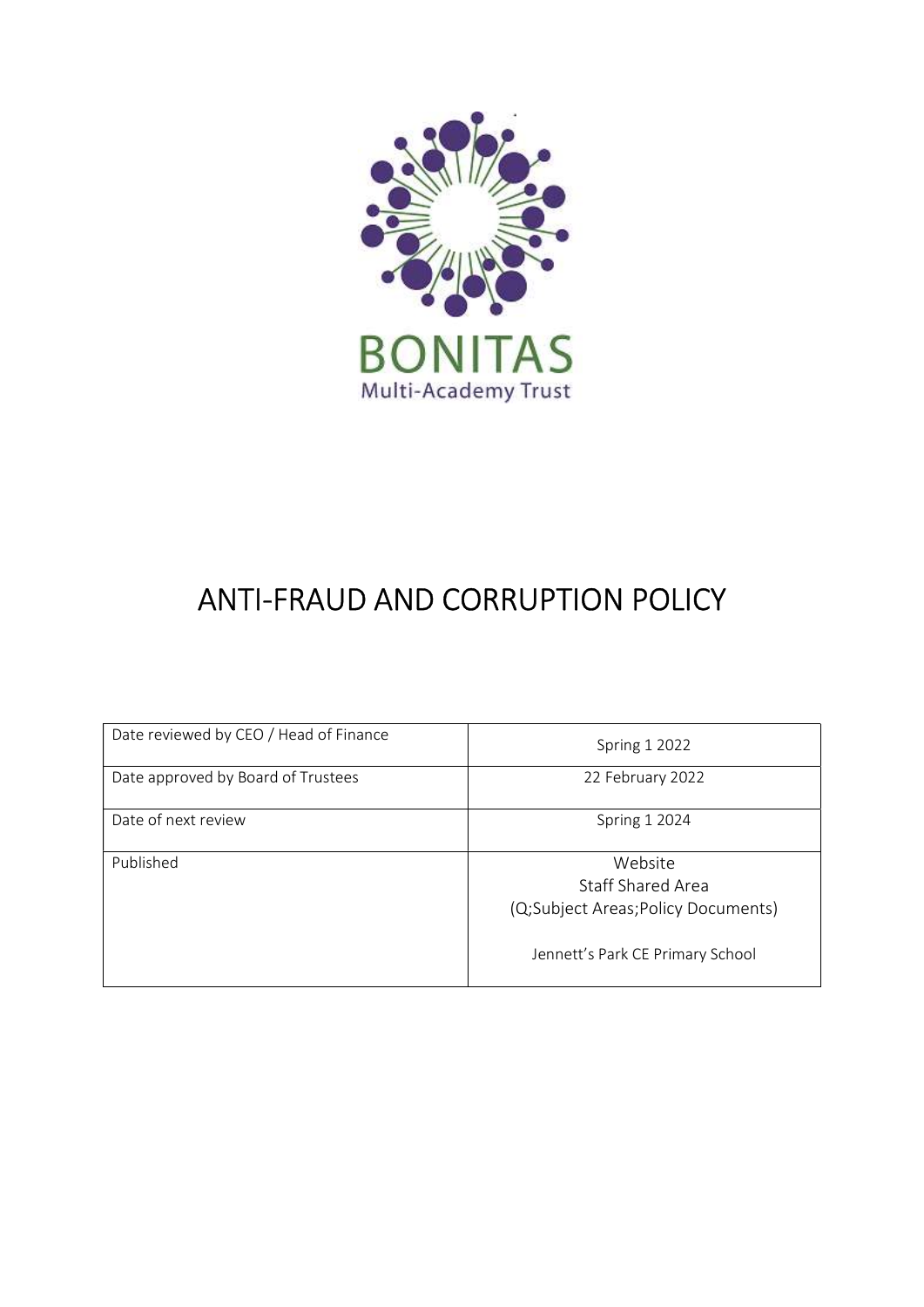BONITAS

Multi-Academy Trust

# ANTI-FRAUD AND CORRUPTION POLICY

| | |
|---|---|
| Date reviewed by CEO / Head of Finance | Spring 1 2022 |
| Date approved by Board of Trustees | 22 February 2022 |
| Date of next review | Spring 1 2024 |
| Published | Website<br>Staff Shared Area<br>(Q;Subject Areas;Policy Documents)<br><br>Jennett's Park CE Primary School |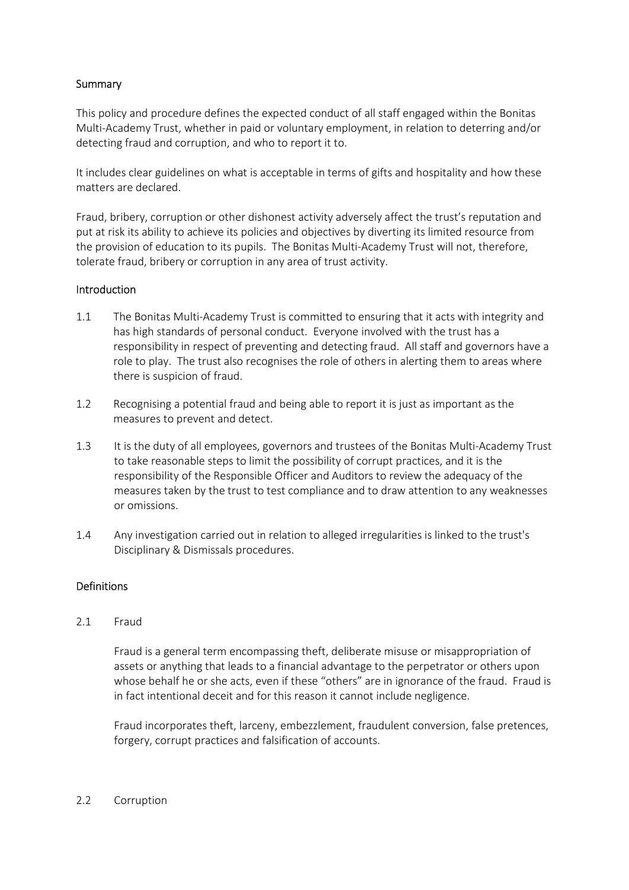## Summary

This policy and procedure defines the expected conduct of all staff engaged within the Bonitas Multi-Academy Trust, whether in paid or voluntary employment, in relation to deterring and/or detecting fraud and corruption, and who to report it to.

It includes clear guidelines on what is acceptable in terms of gifts and hospitality and how these matters are declared.

Fraud, bribery, corruption or other dishonest activity adversely affect the trust's reputation and put at risk its ability to achieve its policies and objectives by diverting its limited resource from the provision of education to its pupils. The Bonitas Multi-Academy Trust will not, therefore, tolerate fraud, bribery or corruption in any area of trust activity.

## Introduction

1.1 The Bonitas Multi-Academy Trust is committed to ensuring that it acts with integrity and has high standards of personal conduct. Everyone involved with the trust has a responsibility in respect of preventing and detecting fraud. All staff and governors have a role to play. The trust also recognises the role of others in alerting them to areas where there is suspicion of fraud.

1.2 Recognising a potential fraud and being able to report it is just as important as the measures to prevent and detect.

1.3 It is the duty of all employees, governors and trustees of the Bonitas Multi-Academy Trust to take reasonable steps to limit the possibility of corrupt practices, and it is the responsibility of the Responsible Officer and Auditors to review the adequacy of the measures taken by the trust to test compliance and to draw attention to any weaknesses or omissions.

1.4 Any investigation carried out in relation to alleged irregularities is linked to the trust's Disciplinary & Dismissals procedures.

## Definitions

2.1 Fraud

Fraud is a general term encompassing theft, deliberate misuse or misappropriation of assets or anything that leads to a financial advantage to the perpetrator or others upon whose behalf he or she acts, even if these "others" are in ignorance of the fraud. Fraud is in fact intentional deceit and for this reason it cannot include negligence.

Fraud incorporates theft, larceny, embezzlement, fraudulent conversion, false pretences, forgery, corrupt practices and falsification of accounts.

2.2 Corruption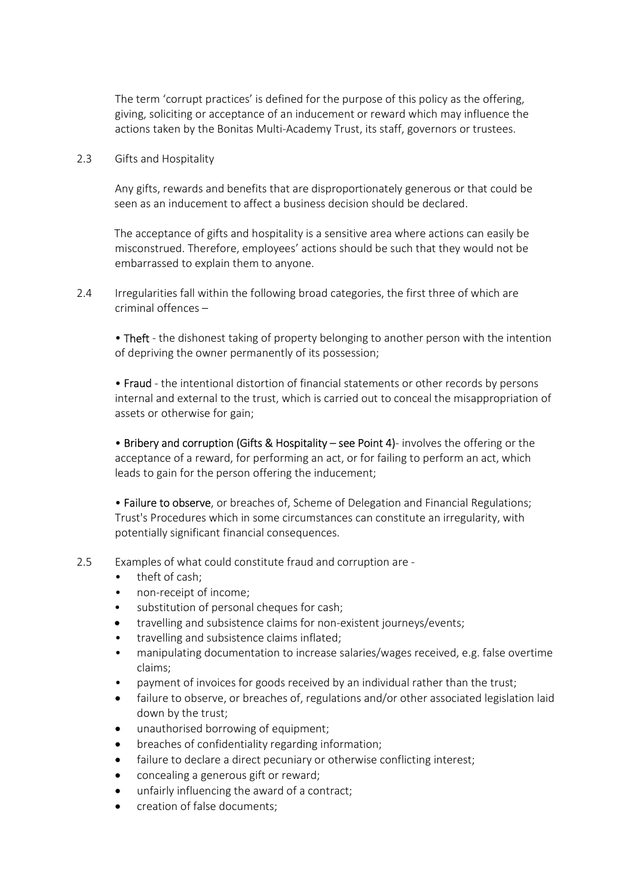The term 'corrupt practices' is defined for the purpose of this policy as the offering, giving, soliciting or acceptance of an inducement or reward which may influence the actions taken by the Bonitas Multi-Academy Trust, its staff, governors or trustees.

2.3 Gifts and Hospitality

Any gifts, rewards and benefits that are disproportionately generous or that could be seen as an inducement to affect a business decision should be declared.

The acceptance of gifts and hospitality is a sensitive area where actions can easily be misconstrued. Therefore, employees' actions should be such that they would not be embarrassed to explain them to anyone.

2.4 Irregularities fall within the following broad categories, the first three of which are criminal offences –

• Theft - the dishonest taking of property belonging to another person with the intention of depriving the owner permanently of its possession;

• Fraud - the intentional distortion of financial statements or other records by persons internal and external to the trust, which is carried out to conceal the misappropriation of assets or otherwise for gain;

• Bribery and corruption (Gifts & Hospitality – see Point 4)- involves the offering or the acceptance of a reward, for performing an act, or for failing to perform an act, which leads to gain for the person offering the inducement;

• Failure to observe, or breaches of, Scheme of Delegation and Financial Regulations; Trust's Procedures which in some circumstances can constitute an irregularity, with potentially significant financial consequences.

2.5 Examples of what could constitute fraud and corruption are -

- theft of cash;
- non-receipt of income;
- substitution of personal cheques for cash;
- travelling and subsistence claims for non-existent journeys/events;
- travelling and subsistence claims inflated;
- manipulating documentation to increase salaries/wages received, e.g. false overtime claims;
- payment of invoices for goods received by an individual rather than the trust;
- failure to observe, or breaches of, regulations and/or other associated legislation laid down by the trust;
- unauthorised borrowing of equipment;
- breaches of confidentiality regarding information;
- failure to declare a direct pecuniary or otherwise conflicting interest;
- concealing a generous gift or reward;
- unfairly influencing the award of a contract;
- creation of false documents;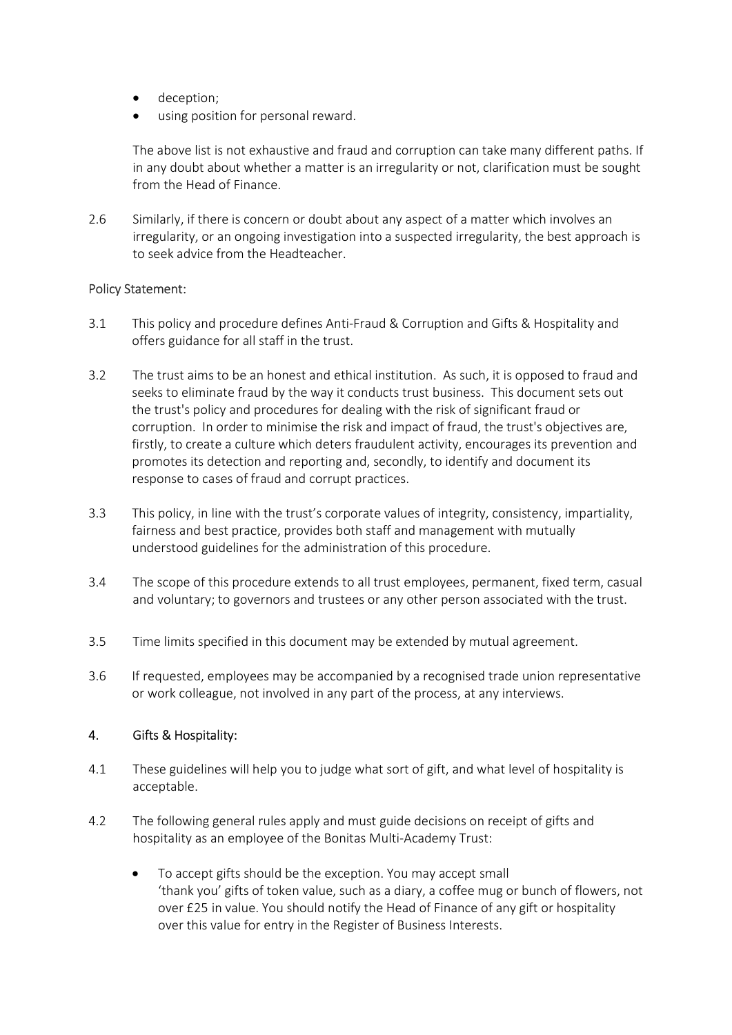- deception;
- using position for personal reward.

The above list is not exhaustive and fraud and corruption can take many different paths. If in any doubt about whether a matter is an irregularity or not, clarification must be sought from the Head of Finance.

2.6 Similarly, if there is concern or doubt about any aspect of a matter which involves an irregularity, or an ongoing investigation into a suspected irregularity, the best approach is to seek advice from the Headteacher.

Policy Statement:

3.1 This policy and procedure defines Anti-Fraud & Corruption and Gifts & Hospitality and offers guidance for all staff in the trust.

3.2 The trust aims to be an honest and ethical institution. As such, it is opposed to fraud and seeks to eliminate fraud by the way it conducts trust business. This document sets out the trust's policy and procedures for dealing with the risk of significant fraud or corruption. In order to minimise the risk and impact of fraud, the trust's objectives are, firstly, to create a culture which deters fraudulent activity, encourages its prevention and promotes its detection and reporting and, secondly, to identify and document its response to cases of fraud and corrupt practices.

3.3 This policy, in line with the trust's corporate values of integrity, consistency, impartiality, fairness and best practice, provides both staff and management with mutually understood guidelines for the administration of this procedure.

3.4 The scope of this procedure extends to all trust employees, permanent, fixed term, casual and voluntary; to governors and trustees or any other person associated with the trust.

3.5 Time limits specified in this document may be extended by mutual agreement.

3.6 If requested, employees may be accompanied by a recognised trade union representative or work colleague, not involved in any part of the process, at any interviews.

## 4. Gifts & Hospitality:

4.1 These guidelines will help you to judge what sort of gift, and what level of hospitality is acceptable.

4.2 The following general rules apply and must guide decisions on receipt of gifts and hospitality as an employee of the Bonitas Multi-Academy Trust:

- To accept gifts should be the exception. You may accept small 'thank you' gifts of token value, such as a diary, a coffee mug or bunch of flowers, not over £25 in value. You should notify the Head of Finance of any gift or hospitality over this value for entry in the Register of Business Interests.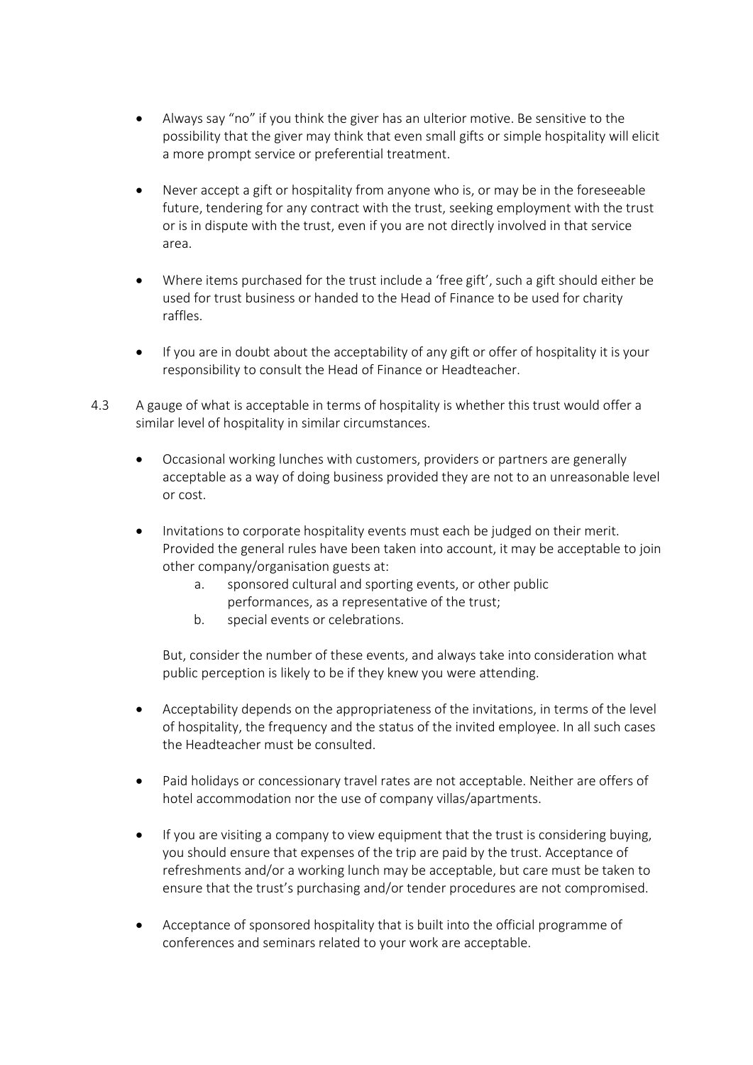- Always say "no" if you think the giver has an ulterior motive. Be sensitive to the possibility that the giver may think that even small gifts or simple hospitality will elicit a more prompt service or preferential treatment.

- Never accept a gift or hospitality from anyone who is, or may be in the foreseeable future, tendering for any contract with the trust, seeking employment with the trust or is in dispute with the trust, even if you are not directly involved in that service area.

- Where items purchased for the trust include a 'free gift', such a gift should either be used for trust business or handed to the Head of Finance to be used for charity raffles.

- If you are in doubt about the acceptability of any gift or offer of hospitality it is your responsibility to consult the Head of Finance or Headteacher.

4.3 A gauge of what is acceptable in terms of hospitality is whether this trust would offer a similar level of hospitality in similar circumstances.

- Occasional working lunches with customers, providers or partners are generally acceptable as a way of doing business provided they are not to an unreasonable level or cost.

- Invitations to corporate hospitality events must each be judged on their merit. Provided the general rules have been taken into account, it may be acceptable to join other company/organisation guests at:
    a. sponsored cultural and sporting events, or other public performances, as a representative of the trust;
    b. special events or celebrations.

  But, consider the number of these events, and always take into consideration what public perception is likely to be if they knew you were attending.

- Acceptability depends on the appropriateness of the invitations, in terms of the level of hospitality, the frequency and the status of the invited employee. In all such cases the Headteacher must be consulted.

- Paid holidays or concessionary travel rates are not acceptable. Neither are offers of hotel accommodation nor the use of company villas/apartments.

- If you are visiting a company to view equipment that the trust is considering buying, you should ensure that expenses of the trip are paid by the trust. Acceptance of refreshments and/or a working lunch may be acceptable, but care must be taken to ensure that the trust's purchasing and/or tender procedures are not compromised.

- Acceptance of sponsored hospitality that is built into the official programme of conferences and seminars related to your work are acceptable.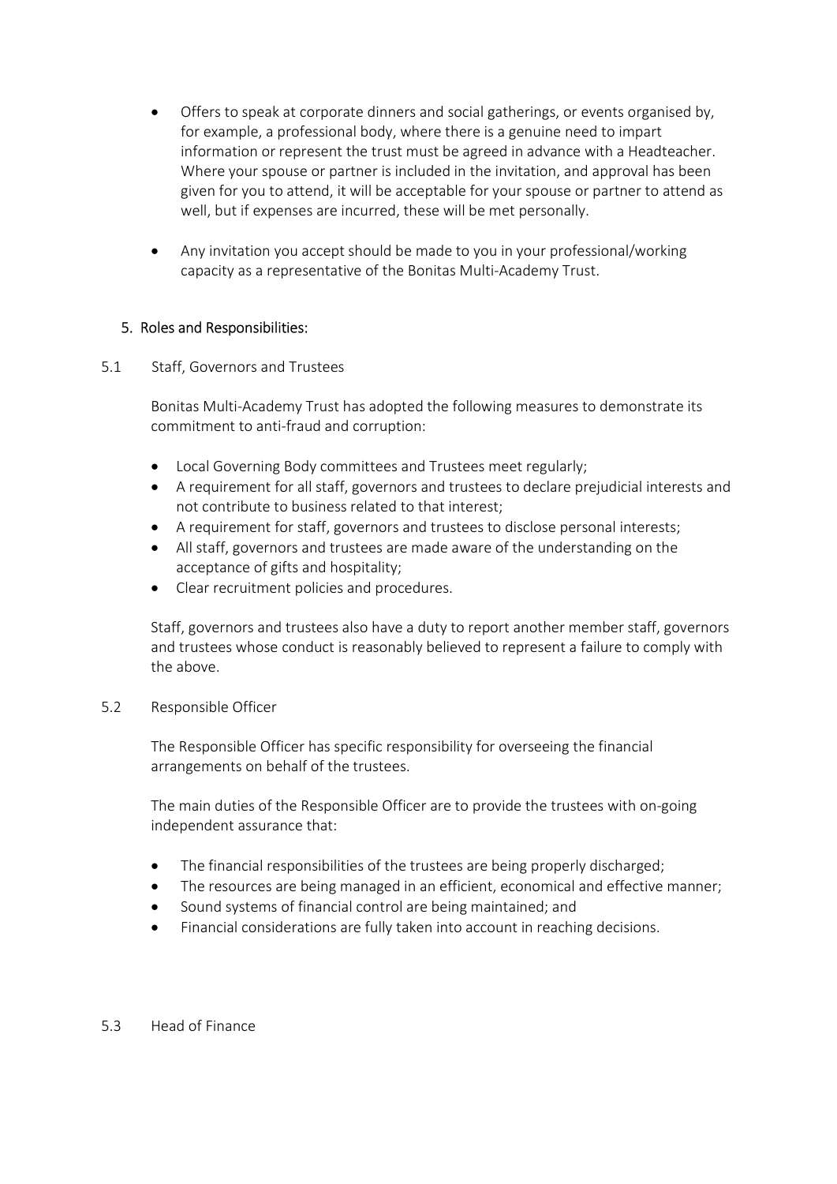- Offers to speak at corporate dinners and social gatherings, or events organised by, for example, a professional body, where there is a genuine need to impart information or represent the trust must be agreed in advance with a Headteacher. Where your spouse or partner is included in the invitation, and approval has been given for you to attend, it will be acceptable for your spouse or partner to attend as well, but if expenses are incurred, these will be met personally.

- Any invitation you accept should be made to you in your professional/working capacity as a representative of the Bonitas Multi-Academy Trust.

## 5. Roles and Responsibilities:

### 5.1 Staff, Governors and Trustees

Bonitas Multi-Academy Trust has adopted the following measures to demonstrate its commitment to anti-fraud and corruption:

- Local Governing Body committees and Trustees meet regularly;
- A requirement for all staff, governors and trustees to declare prejudicial interests and not contribute to business related to that interest;
- A requirement for staff, governors and trustees to disclose personal interests;
- All staff, governors and trustees are made aware of the understanding on the acceptance of gifts and hospitality;
- Clear recruitment policies and procedures.

Staff, governors and trustees also have a duty to report another member staff, governors and trustees whose conduct is reasonably believed to represent a failure to comply with the above.

### 5.2 Responsible Officer

The Responsible Officer has specific responsibility for overseeing the financial arrangements on behalf of the trustees.

The main duties of the Responsible Officer are to provide the trustees with on-going independent assurance that:

- The financial responsibilities of the trustees are being properly discharged;
- The resources are being managed in an efficient, economical and effective manner;
- Sound systems of financial control are being maintained; and
- Financial considerations are fully taken into account in reaching decisions.

### 5.3 Head of Finance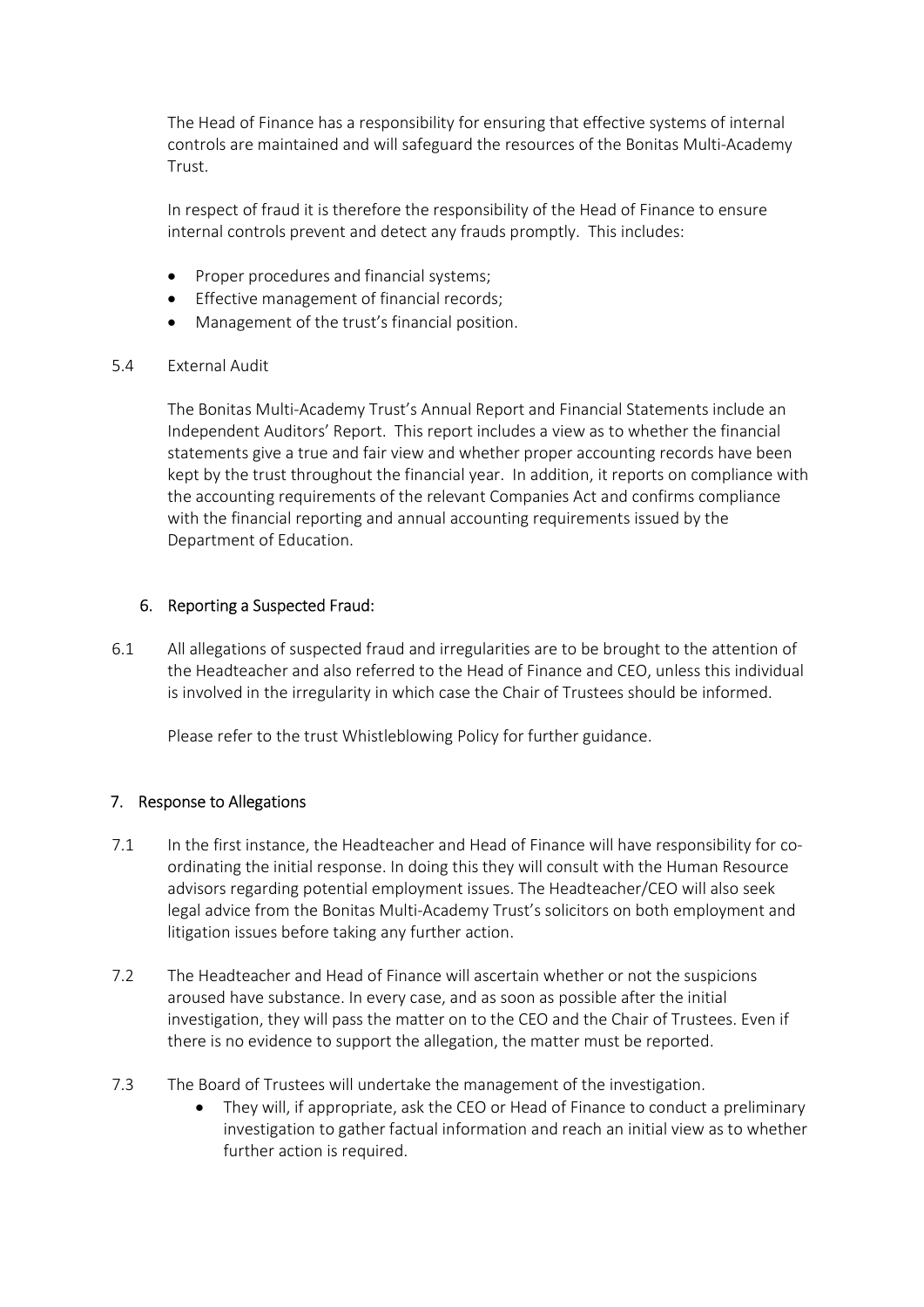The Head of Finance has a responsibility for ensuring that effective systems of internal controls are maintained and will safeguard the resources of the Bonitas Multi-Academy Trust.

In respect of fraud it is therefore the responsibility of the Head of Finance to ensure internal controls prevent and detect any frauds promptly. This includes:

- Proper procedures and financial systems;
- Effective management of financial records;
- Management of the trust's financial position.

### 5.4 External Audit

The Bonitas Multi-Academy Trust's Annual Report and Financial Statements include an Independent Auditors' Report. This report includes a view as to whether the financial statements give a true and fair view and whether proper accounting records have been kept by the trust throughout the financial year. In addition, it reports on compliance with the accounting requirements of the relevant Companies Act and confirms compliance with the financial reporting and annual accounting requirements issued by the Department of Education.

## 6. Reporting a Suspected Fraud:

6.1 All allegations of suspected fraud and irregularities are to be brought to the attention of the Headteacher and also referred to the Head of Finance and CEO, unless this individual is involved in the irregularity in which case the Chair of Trustees should be informed.

Please refer to the trust Whistleblowing Policy for further guidance.

## 7. Response to Allegations

7.1 In the first instance, the Headteacher and Head of Finance will have responsibility for co-ordinating the initial response. In doing this they will consult with the Human Resource advisors regarding potential employment issues. The Headteacher/CEO will also seek legal advice from the Bonitas Multi-Academy Trust's solicitors on both employment and litigation issues before taking any further action.

7.2 The Headteacher and Head of Finance will ascertain whether or not the suspicions aroused have substance. In every case, and as soon as possible after the initial investigation, they will pass the matter on to the CEO and the Chair of Trustees. Even if there is no evidence to support the allegation, the matter must be reported.

7.3 The Board of Trustees will undertake the management of the investigation.

- They will, if appropriate, ask the CEO or Head of Finance to conduct a preliminary investigation to gather factual information and reach an initial view as to whether further action is required.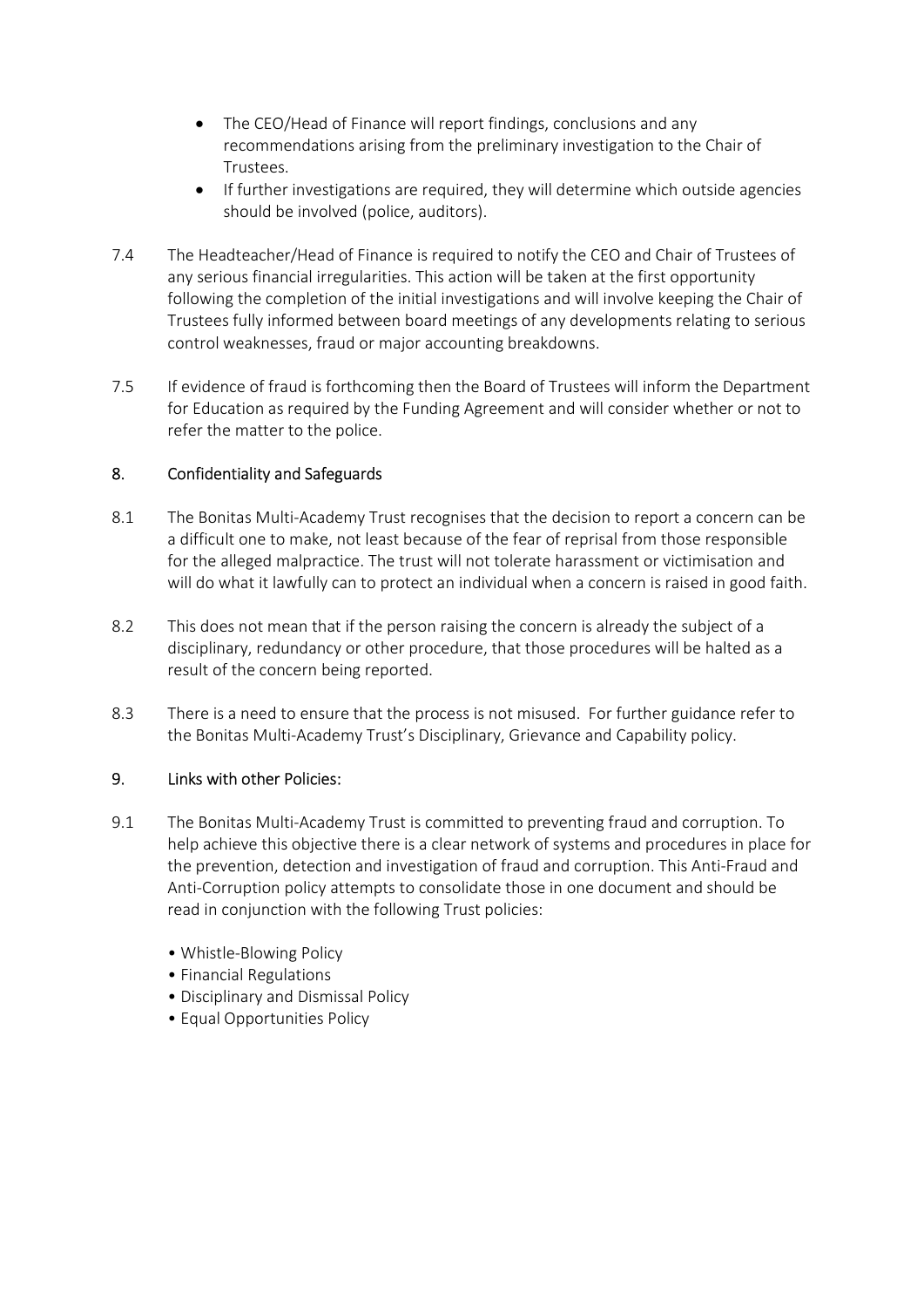- The CEO/Head of Finance will report findings, conclusions and any recommendations arising from the preliminary investigation to the Chair of Trustees.
- If further investigations are required, they will determine which outside agencies should be involved (police, auditors).

7.4 The Headteacher/Head of Finance is required to notify the CEO and Chair of Trustees of any serious financial irregularities. This action will be taken at the first opportunity following the completion of the initial investigations and will involve keeping the Chair of Trustees fully informed between board meetings of any developments relating to serious control weaknesses, fraud or major accounting breakdowns.

7.5 If evidence of fraud is forthcoming then the Board of Trustees will inform the Department for Education as required by the Funding Agreement and will consider whether or not to refer the matter to the police.

## 8. Confidentiality and Safeguards

8.1 The Bonitas Multi-Academy Trust recognises that the decision to report a concern can be a difficult one to make, not least because of the fear of reprisal from those responsible for the alleged malpractice. The trust will not tolerate harassment or victimisation and will do what it lawfully can to protect an individual when a concern is raised in good faith.

8.2 This does not mean that if the person raising the concern is already the subject of a disciplinary, redundancy or other procedure, that those procedures will be halted as a result of the concern being reported.

8.3 There is a need to ensure that the process is not misused. For further guidance refer to the Bonitas Multi-Academy Trust's Disciplinary, Grievance and Capability policy.

## 9. Links with other Policies:

9.1 The Bonitas Multi-Academy Trust is committed to preventing fraud and corruption. To help achieve this objective there is a clear network of systems and procedures in place for the prevention, detection and investigation of fraud and corruption. This Anti-Fraud and Anti-Corruption policy attempts to consolidate those in one document and should be read in conjunction with the following Trust policies:

- Whistle-Blowing Policy
- Financial Regulations
- Disciplinary and Dismissal Policy
- Equal Opportunities Policy